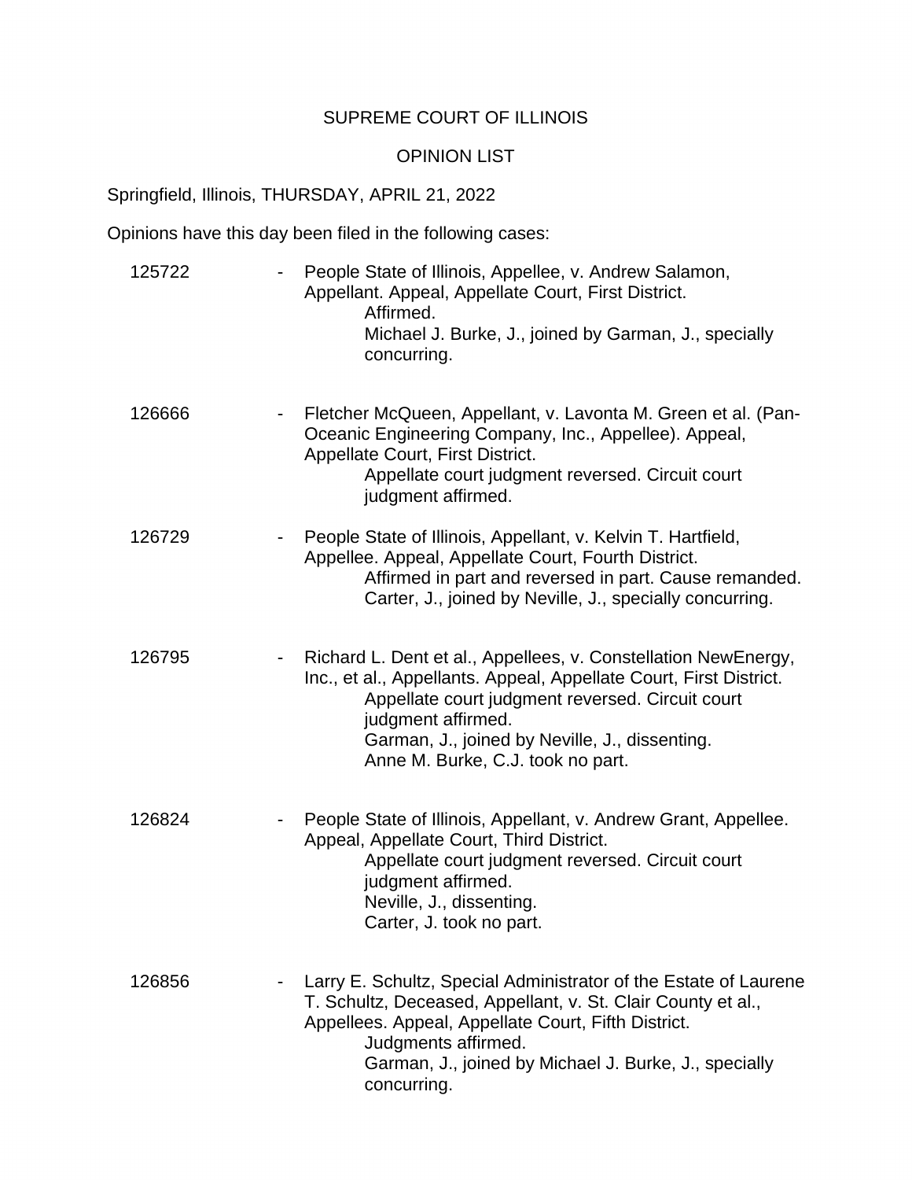SUPREME COURT OF ILLINOIS

OPINION LIST

Springfield, Illinois, THURSDAY, APRIL 21, 2022

Opinions have this day been filed in the following cases:

125722 - People State of Illinois, Appellee, v. Andrew Salamon, Appellant. Appeal, Appellate Court, First District.
Affirmed.
Michael J. Burke, J., joined by Garman, J., specially concurring.

126666 - Fletcher McQueen, Appellant, v. Lavonta M. Green et al. (Pan-Oceanic Engineering Company, Inc., Appellee). Appeal, Appellate Court, First District.
Appellate court judgment reversed. Circuit court judgment affirmed.

126729 - People State of Illinois, Appellant, v. Kelvin T. Hartfield, Appellee. Appeal, Appellate Court, Fourth District.
Affirmed in part and reversed in part. Cause remanded.
Carter, J., joined by Neville, J., specially concurring.

126795 - Richard L. Dent et al., Appellees, v. Constellation NewEnergy, Inc., et al., Appellants. Appeal, Appellate Court, First District.
Appellate court judgment reversed. Circuit court judgment affirmed.
Garman, J., joined by Neville, J., dissenting.
Anne M. Burke, C.J. took no part.

126824 - People State of Illinois, Appellant, v. Andrew Grant, Appellee. Appeal, Appellate Court, Third District.
Appellate court judgment reversed. Circuit court judgment affirmed.
Neville, J., dissenting.
Carter, J. took no part.

126856 - Larry E. Schultz, Special Administrator of the Estate of Laurene T. Schultz, Deceased, Appellant, v. St. Clair County et al., Appellees. Appeal, Appellate Court, Fifth District.
Judgments affirmed.
Garman, J., joined by Michael J. Burke, J., specially concurring.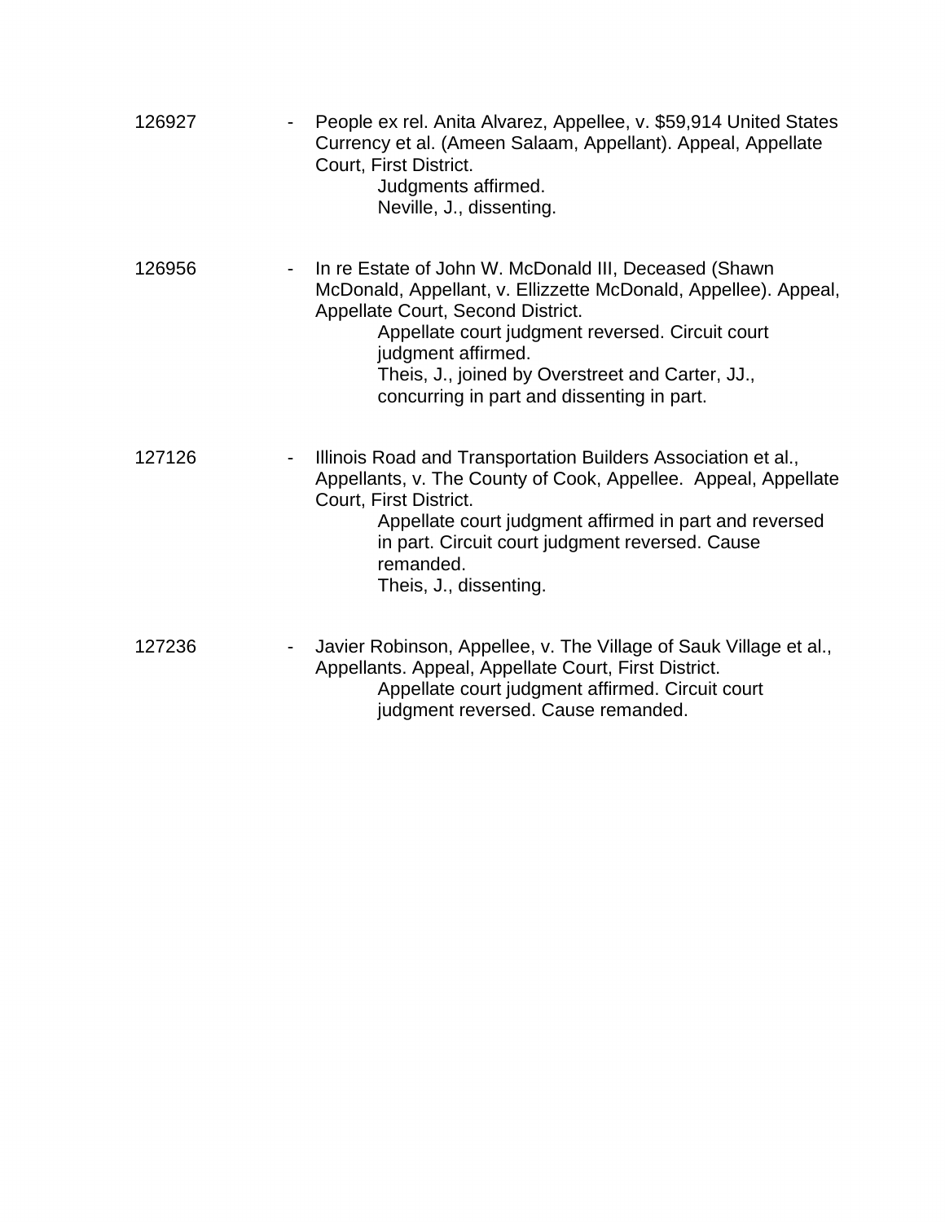126927 - People ex rel. Anita Alvarez, Appellee, v. $59,914 United States Currency et al. (Ameen Salaam, Appellant). Appeal, Appellate Court, First District.

Judgments affirmed.
Neville, J., dissenting.

126956 - In re Estate of John W. McDonald III, Deceased (Shawn McDonald, Appellant, v. Ellizzette McDonald, Appellee). Appeal, Appellate Court, Second District.

Appellate court judgment reversed. Circuit court judgment affirmed.
Theis, J., joined by Overstreet and Carter, JJ., concurring in part and dissenting in part.

127126 - Illinois Road and Transportation Builders Association et al., Appellants, v. The County of Cook, Appellee. Appeal, Appellate Court, First District.

Appellate court judgment affirmed in part and reversed in part. Circuit court judgment reversed. Cause remanded.
Theis, J., dissenting.

127236 - Javier Robinson, Appellee, v. The Village of Sauk Village et al., Appellants. Appeal, Appellate Court, First District.

Appellate court judgment affirmed. Circuit court judgment reversed. Cause remanded.